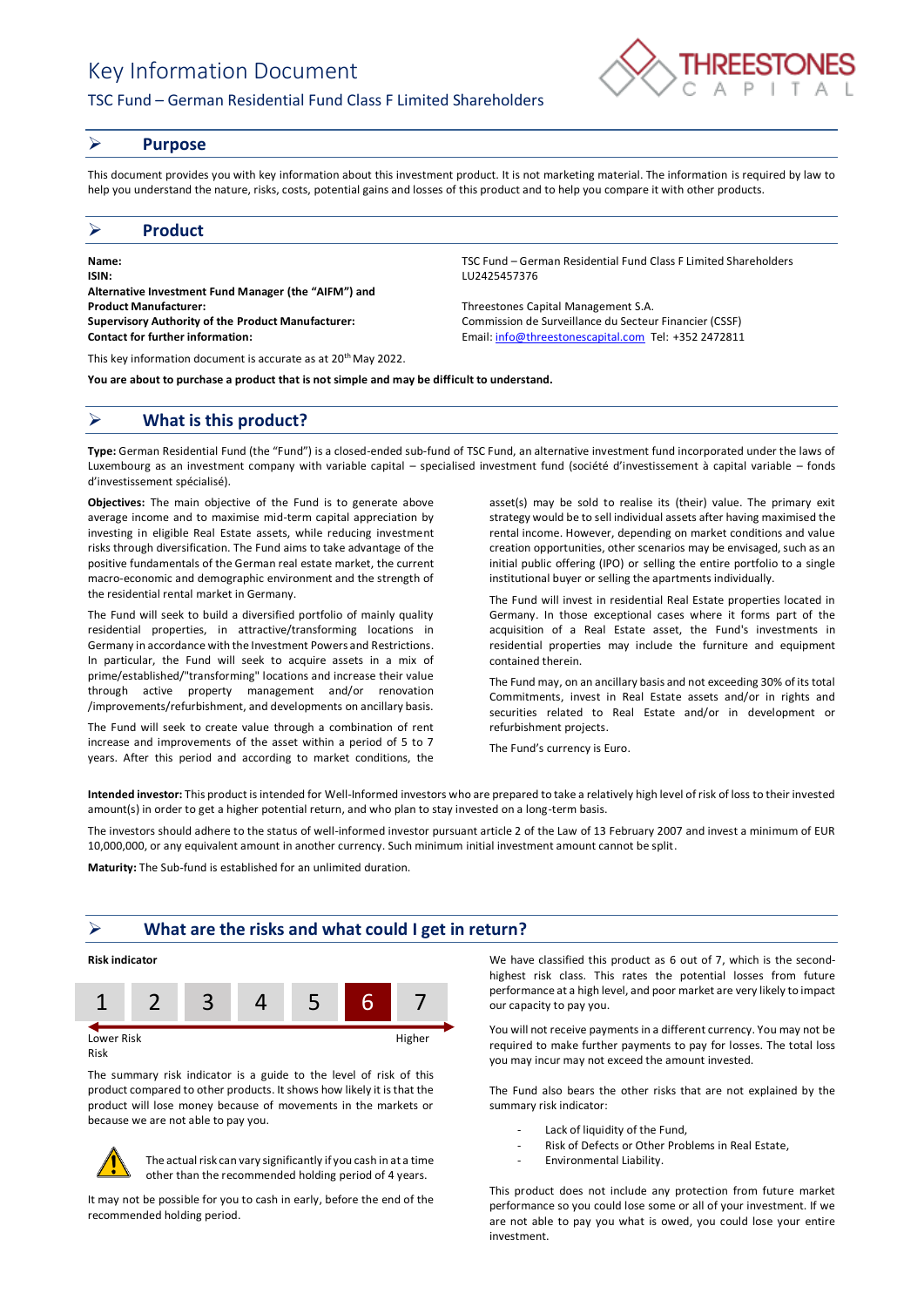# Key Information Document

TSC Fund – German Residential Fund Class F Limited Shareholders

## Purpose

This document provides you with key information about this investment product. It is not marketing material. The information is required by law to help you understand the nature, risks, costs, potential gains and losses of this product and to help you compare it with other products.

## Product

| | |
|---|---|
| **Name:** | TSC Fund – German Residential Fund Class F Limited Shareholders |
| **ISIN:** | LU2425457376 |
| **Alternative Investment Fund Manager (the "AIFM") and Product Manufacturer:** | Threestones Capital Management S.A. |
| **Supervisory Authority of the Product Manufacturer:** | Commission de Surveillance du Secteur Financier (CSSF) |
| **Contact for further information:** | Email: info@threestonescapital.com Tel: +352 2472811 |

This key information document is accurate as at 20th May 2022.

**You are about to purchase a product that is not simple and may be difficult to understand.**

## What is this product?

**Type:** German Residential Fund (the "Fund") is a closed-ended sub-fund of TSC Fund, an alternative investment fund incorporated under the laws of Luxembourg as an investment company with variable capital – specialised investment fund (société d'investissement à capital variable – fonds d'investissement spécialisé).

**Objectives:** The main objective of the Fund is to generate above average income and to maximise mid-term capital appreciation by investing in eligible Real Estate assets, while reducing investment risks through diversification. The Fund aims to take advantage of the positive fundamentals of the German real estate market, the current macro-economic and demographic environment and the strength of the residential rental market in Germany.

The Fund will seek to build a diversified portfolio of mainly quality residential properties, in attractive/transforming locations in Germany in accordance with the Investment Powers and Restrictions. In particular, the Fund will seek to acquire assets in a mix of prime/established/"transforming" locations and increase their value through active property management and/or renovation /improvements/refurbishment, and developments on ancillary basis.

The Fund will seek to create value through a combination of rent increase and improvements of the asset within a period of 5 to 7 years. After this period and according to market conditions, the asset(s) may be sold to realise its (their) value. The primary exit strategy would be to sell individual assets after having maximised the rental income. However, depending on market conditions and value creation opportunities, other scenarios may be envisaged, such as an initial public offering (IPO) or selling the entire portfolio to a single institutional buyer or selling the apartments individually.

The Fund will invest in residential Real Estate properties located in Germany. In those exceptional cases where it forms part of the acquisition of a Real Estate asset, the Fund's investments in residential properties may include the furniture and equipment contained therein.

The Fund may, on an ancillary basis and not exceeding 30% of its total Commitments, invest in Real Estate assets and/or in rights and securities related to Real Estate and/or in development or refurbishment projects.

The Fund's currency is Euro.

**Intended investor:** This product is intended for Well-Informed investors who are prepared to take a relatively high level of risk of loss to their invested amount(s) in order to get a higher potential return, and who plan to stay invested on a long-term basis.

The investors should adhere to the status of well-informed investor pursuant article 2 of the Law of 13 February 2007 and invest a minimum of EUR 10,000,000, or any equivalent amount in another currency. Such minimum initial investment amount cannot be split.

**Maturity:** The Sub-fund is established for an unlimited duration.

## What are the risks and what could I get in return?

**Risk indicator**

| 1 | 2 | 3 | 4 | 5 | **6** | 7 |
|---|---|---|---|---|---|---|

Lower Risk — Higher Risk

The summary risk indicator is a guide to the level of risk of this product compared to other products. It shows how likely it is that the product will lose money because of movements in the markets or because we are not able to pay you.

⚠ The actual risk can vary significantly if you cash in at a time other than the recommended holding period of 4 years.

It may not be possible for you to cash in early, before the end of the recommended holding period.

We have classified this product as 6 out of 7, which is the second-highest risk class. This rates the potential losses from future performance at a high level, and poor market are very likely to impact our capacity to pay you.

You will not receive payments in a different currency. You may not be required to make further payments to pay for losses. The total loss you may incur may not exceed the amount invested.

The Fund also bears the other risks that are not explained by the summary risk indicator:

- Lack of liquidity of the Fund,
- Risk of Defects or Other Problems in Real Estate,
- Environmental Liability.

This product does not include any protection from future market performance so you could lose some or all of your investment. If we are not able to pay you what is owed, you could lose your entire investment.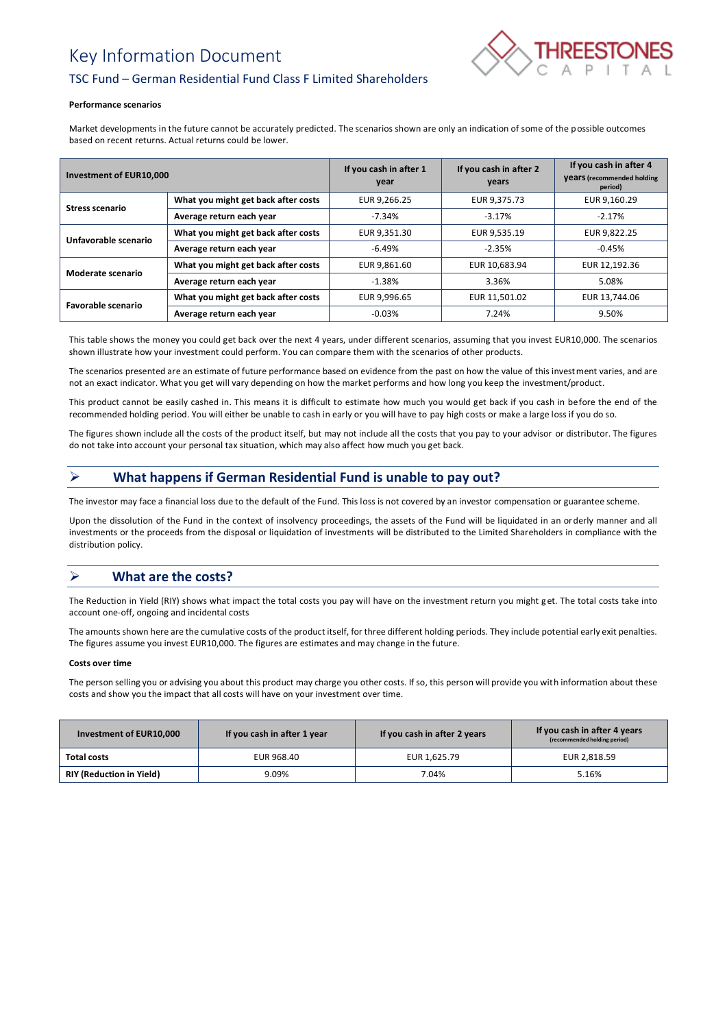# Key Information Document

## TSC Fund – German Residential Fund Class F Limited Shareholders

**Performance scenarios**

Market developments in the future cannot be accurately predicted. The scenarios shown are only an indication of some of the possible outcomes based on recent returns. Actual returns could be lower.

| Investment of EUR10,000 | | If you cash in after 1 year | If you cash in after 2 years | If you cash in after 4 years (recommended holding period) |
|---|---|---|---|---|
| **Stress scenario** | **What you might get back after costs** | EUR 9,266.25 | EUR 9,375.73 | EUR 9,160.29 |
| | **Average return each year** | -7.34% | -3.17% | -2.17% |
| **Unfavorable scenario** | **What you might get back after costs** | EUR 9,351.30 | EUR 9,535.19 | EUR 9,822.25 |
| | **Average return each year** | -6.49% | -2.35% | -0.45% |
| **Moderate scenario** | **What you might get back after costs** | EUR 9,861.60 | EUR 10,683.94 | EUR 12,192.36 |
| | **Average return each year** | -1.38% | 3.36% | 5.08% |
| **Favorable scenario** | **What you might get back after costs** | EUR 9,996.65 | EUR 11,501.02 | EUR 13,744.06 |
| | **Average return each year** | -0.03% | 7.24% | 9.50% |

This table shows the money you could get back over the next 4 years, under different scenarios, assuming that you invest EUR10,000. The scenarios shown illustrate how your investment could perform. You can compare them with the scenarios of other products.

The scenarios presented are an estimate of future performance based on evidence from the past on how the value of this investment varies, and are not an exact indicator. What you get will vary depending on how the market performs and how long you keep the investment/product.

This product cannot be easily cashed in. This means it is difficult to estimate how much you would get back if you cash in before the end of the recommended holding period. You will either be unable to cash in early or you will have to pay high costs or make a large loss if you do so.

The figures shown include all the costs of the product itself, but may not include all the costs that you pay to your advisor or distributor. The figures do not take into account your personal tax situation, which may also affect how much you get back.

## What happens if German Residential Fund is unable to pay out?

The investor may face a financial loss due to the default of the Fund. This loss is not covered by an investor compensation or guarantee scheme.

Upon the dissolution of the Fund in the context of insolvency proceedings, the assets of the Fund will be liquidated in an orderly manner and all investments or the proceeds from the disposal or liquidation of investments will be distributed to the Limited Shareholders in compliance with the distribution policy.

## What are the costs?

The Reduction in Yield (RIY) shows what impact the total costs you pay will have on the investment return you might get. The total costs take into account one-off, ongoing and incidental costs

The amounts shown here are the cumulative costs of the product itself, for three different holding periods. They include potential early exit penalties. The figures assume you invest EUR10,000. The figures are estimates and may change in the future.

**Costs over time**

The person selling you or advising you about this product may charge you other costs. If so, this person will provide you with information about these costs and show you the impact that all costs will have on your investment over time.

| Investment of EUR10,000 | If you cash in after 1 year | If you cash in after 2 years | If you cash in after 4 years (recommended holding period) |
|---|---|---|---|
| **Total costs** | EUR 968.40 | EUR 1,625.79 | EUR 2,818.59 |
| **RIY (Reduction in Yield)** | 9.09% | 7.04% | 5.16% |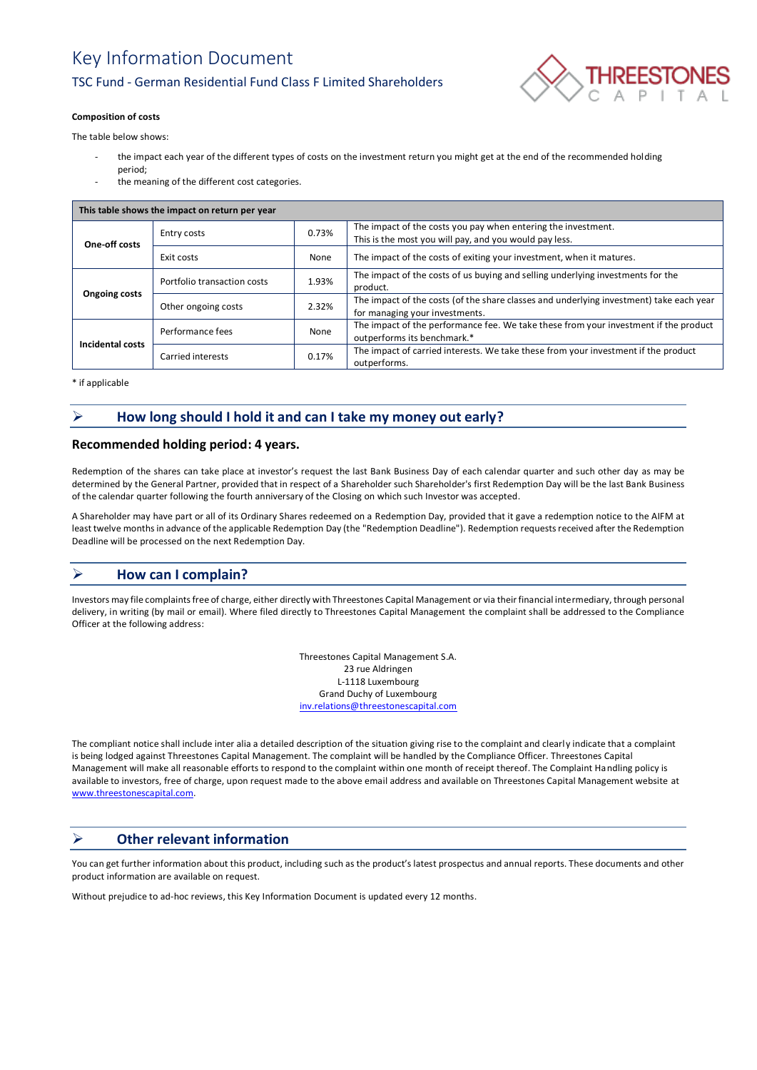# Key Information Document

## TSC Fund - German Residential Fund Class F Limited Shareholders

**Composition of costs**

The table below shows:

- the impact each year of the different types of costs on the investment return you might get at the end of the recommended holding period;
- the meaning of the different cost categories.

| This table shows the impact on return per year | | | |
|---|---|---|---|
| **One-off costs** | Entry costs | 0.73% | The impact of the costs you pay when entering the investment. This is the most you will pay, and you would pay less. |
| | Exit costs | None | The impact of the costs of exiting your investment, when it matures. |
| **Ongoing costs** | Portfolio transaction costs | 1.93% | The impact of the costs of us buying and selling underlying investments for the product. |
| | Other ongoing costs | 2.32% | The impact of the costs (of the share classes and underlying investment) take each year for managing your investments. |
| **Incidental costs** | Performance fees | None | The impact of the performance fee. We take these from your investment if the product outperforms its benchmark.* |
| | Carried interests | 0.17% | The impact of carried interests. We take these from your investment if the product outperforms. |

\* if applicable

## How long should I hold it and can I take my money out early?

### Recommended holding period: 4 years.

Redemption of the shares can take place at investor's request the last Bank Business Day of each calendar quarter and such other day as may be determined by the General Partner, provided that in respect of a Shareholder such Shareholder's first Redemption Day will be the last Bank Business of the calendar quarter following the fourth anniversary of the Closing on which such Investor was accepted.

A Shareholder may have part or all of its Ordinary Shares redeemed on a Redemption Day, provided that it gave a redemption notice to the AIFM at least twelve months in advance of the applicable Redemption Day (the "Redemption Deadline"). Redemption requests received after the Redemption Deadline will be processed on the next Redemption Day.

## How can I complain?

Investors may file complaints free of charge, either directly with Threestones Capital Management or via their financial intermediary, through personal delivery, in writing (by mail or email). Where filed directly to Threestones Capital Management the complaint shall be addressed to the Compliance Officer at the following address:

Threestones Capital Management S.A.
23 rue Aldringen
L-1118 Luxembourg
Grand Duchy of Luxembourg
inv.relations@threestonescapital.com

The compliant notice shall include inter alia a detailed description of the situation giving rise to the complaint and clearly indicate that a complaint is being lodged against Threestones Capital Management. The complaint will be handled by the Compliance Officer. Threestones Capital Management will make all reasonable efforts to respond to the complaint within one month of receipt thereof. The Complaint Handling policy is available to investors, free of charge, upon request made to the above email address and available on Threestones Capital Management website at www.threestonescapital.com.

## Other relevant information

You can get further information about this product, including such as the product's latest prospectus and annual reports. These documents and other product information are available on request.

Without prejudice to ad-hoc reviews, this Key Information Document is updated every 12 months.